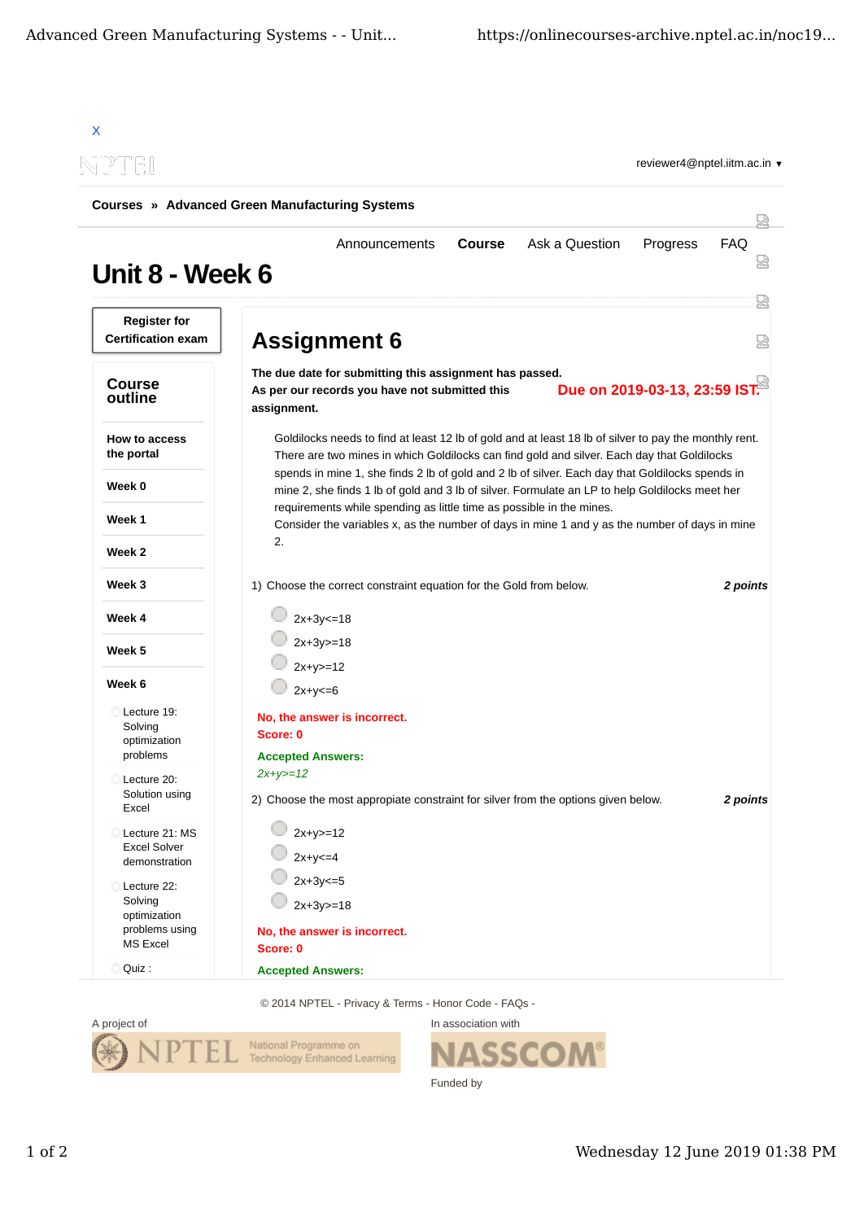X

reviewer4@nptel.iitm.ac.in ▼

**Courses » Advanced Green Manufacturing Systems**

Announcements | **Course** | Ask a Question | Progress | FAQ

# Unit 8 - Week 6

**Register for Certification exam**

## Course outline

- **How to access the portal**
- **Week 0**
- **Week 1**
- **Week 2**
- **Week 3**
- **Week 4**
- **Week 5**
- **Week 6**
  - Lecture 19: Solving optimization problems
  - Lecture 20: Solution using Excel
  - Lecture 21: MS Excel Solver demonstration
  - Lecture 22: Solving optimization problems using MS Excel
  - Quiz :

# Assignment 6

**The due date for submitting this assignment has passed.**
**As per our records you have not submitted this assignment.**

**Due on 2019-03-13, 23:59 IST.**

Goldilocks needs to find at least 12 lb of gold and at least 18 lb of silver to pay the monthly rent. There are two mines in which Goldilocks can find gold and silver. Each day that Goldilocks spends in mine 1, she finds 2 lb of gold and 2 lb of silver. Each day that Goldilocks spends in mine 2, she finds 1 lb of gold and 3 lb of silver. Formulate an LP to help Goldilocks meet her requirements while spending as little time as possible in the mines.
Consider the variables x, as the number of days in mine 1 and y as the number of days in mine 2.

1) Choose the correct constraint equation for the Gold from below. ***2 points***

- 2x+3y<=18
- 2x+3y>=18
- 2x+y>=12
- 2x+y<=6

**No, the answer is incorrect.**
**Score: 0**

**Accepted Answers:**
*2x+y>=12*

2) Choose the most appropiate constraint for silver from the options given below. ***2 points***

- 2x+y>=12
- 2x+y<=4
- 2x+3y<=5
- 2x+3y>=18

**No, the answer is incorrect.**
**Score: 0**

**Accepted Answers:**

© 2014 NPTEL - Privacy & Terms - Honor Code - FAQs -

A project of

NPTEL National Programme on Technology Enhanced Learning

In association with

NASSCOM®

Funded by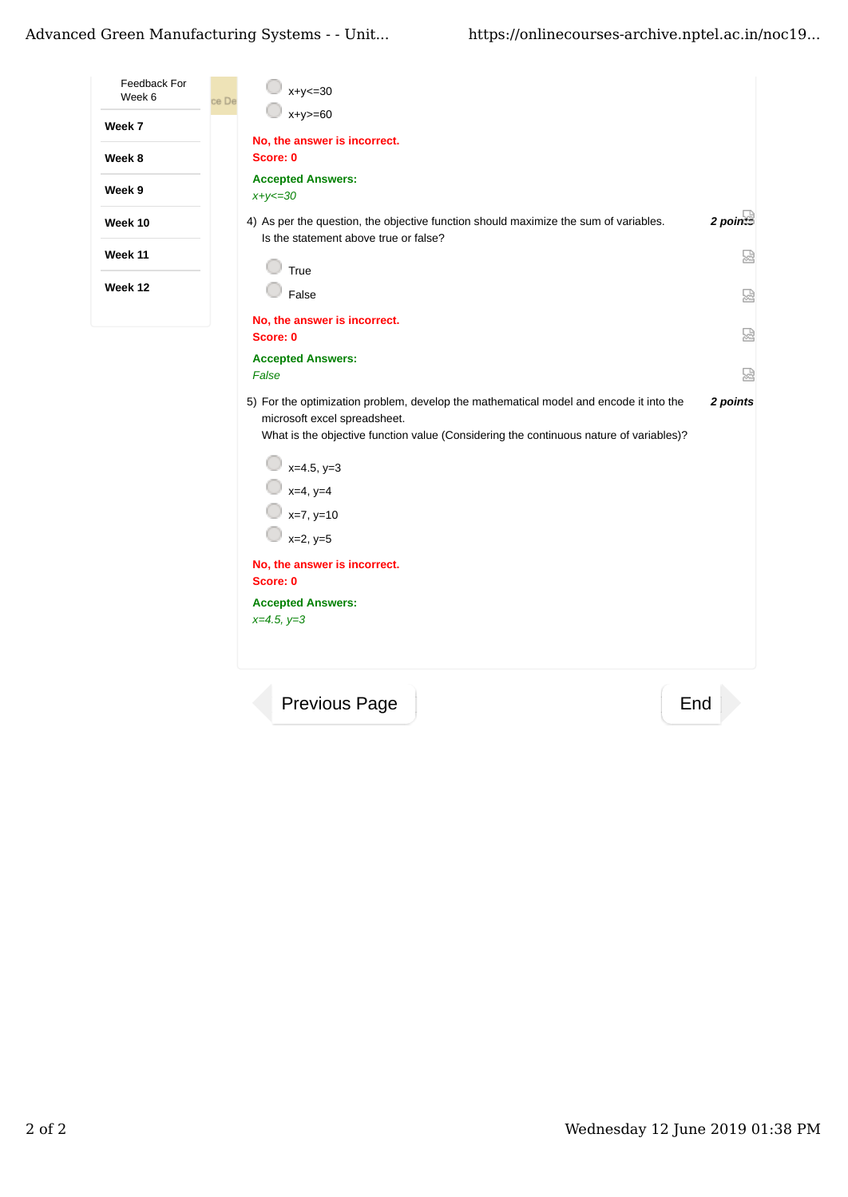Feedback For Week 6

**Week 7**

**Week 8**

**Week 9**

**Week 10**

**Week 11**

**Week 12**

- x+y<=30
- x+y>=60

**No, the answer is incorrect.**
**Score: 0**

**Accepted Answers:**
*x+y<=30*

4) As per the question, the objective function should maximize the sum of variables.
Is the statement above true or false? ***2 points***

- True
- False

**No, the answer is incorrect.**
**Score: 0**

**Accepted Answers:**
*False*

5) For the optimization problem, develop the mathematical model and encode it into the microsoft excel spreadsheet.
What is the objective function value (Considering the continuous nature of variables)? ***2 points***

- x=4.5, y=3
- x=4, y=4
- x=7, y=10
- x=2, y=5

**No, the answer is incorrect.**
**Score: 0**

**Accepted Answers:**
*x=4.5, y=3*

Previous Page | End